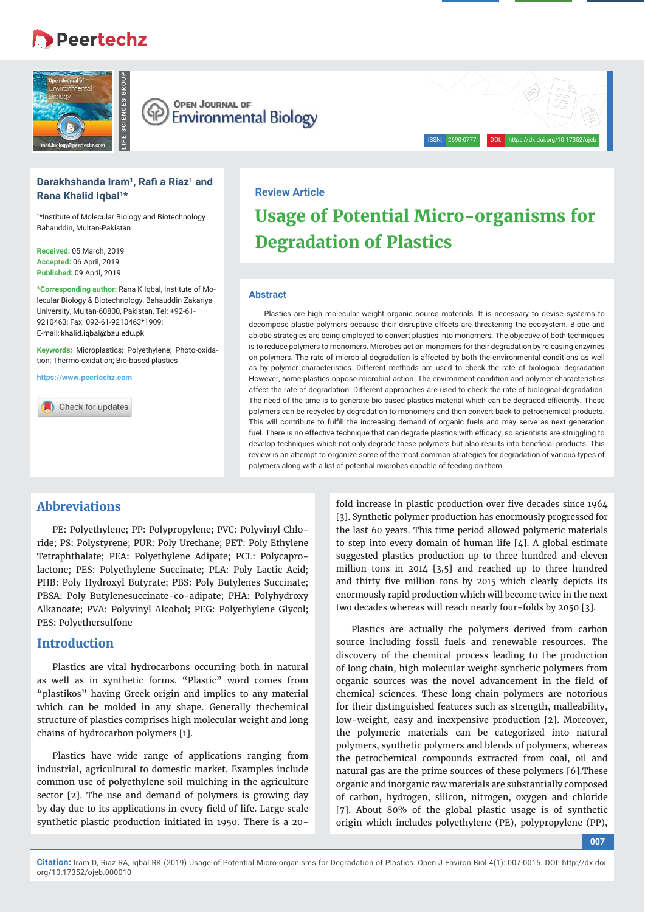# Usage of Potential Micro-organisms for Degradation of Plastics

Review Article

**Darakhshanda Iram[1], Rafi a Riaz[1] and Rana Khalid Iqbal[1]***

[1]*Institute of Molecular Biology and Biotechnology Bahauddin, Multan-Pakistan

**Received:** 05 March, 2019
**Accepted:** 06 April, 2019
**Published:** 09 April, 2019

***Corresponding author:** Rana K Iqbal, Institute of Molecular Biology & Biotechnology, Bahauddin Zakariya University, Multan-60800, Pakistan, Tel: +92-61-9210463; Fax: 092-61-9210463*1909; E-mail: khalid.iqbal@bzu.edu.pk

**Keywords:** Microplastics; Polyethylene; Photo-oxidation; Thermo-oxidation; Bio-based plastics

https://www.peertechz.com

## Abstract

Plastics are high molecular weight organic source materials. It is necessary to devise systems to decompose plastic polymers because their disruptive effects are threatening the ecosystem. Biotic and abiotic strategies are being employed to convert plastics into monomers. The objective of both techniques is to reduce polymers to monomers. Microbes act on monomers for their degradation by releasing enzymes on polymers. The rate of microbial degradation is affected by both the environmental conditions as well as by polymer characteristics. Different methods are used to check the rate of biological degradation However, some plastics oppose microbial action. The environment condition and polymer characteristics affect the rate of degradation. Different approaches are used to check the rate of biological degradation. The need of the time is to generate bio based plastics material which can be degraded efficiently. These polymers can be recycled by degradation to monomers and then convert back to petrochemical products. This will contribute to fulfill the increasing demand of organic fuels and may serve as next generation fuel. There is no effective technique that can degrade plastics with efficacy, so scientists are struggling to develop techniques which not only degrade these polymers but also results into beneficial products. This review is an attempt to organize some of the most common strategies for degradation of various types of polymers along with a list of potential microbes capable of feeding on them.

## Abbreviations

PE: Polyethylene; PP: Polypropylene; PVC: Polyvinyl Chloride; PS: Polystyrene; PUR: Poly Urethane; PET: Poly Ethylene Tetraphthalate; PEA: Polyethylene Adipate; PCL: Polycaprolactone; PES: Polyethylene Succinate; PLA: Poly Lactic Acid; PHB: Poly Hydroxyl Butyrate; PBS: Poly Butylenes Succinate; PBSA: Poly Butylenesuccinate-co-adipate; PHA: Polyhydroxy Alkanoate; PVA: Polyvinyl Alcohol; PEG: Polyethylene Glycol; PES: Polyethersulfone

## Introduction

Plastics are vital hydrocarbons occurring both in natural as well as in synthetic forms. "Plastic" word comes from "plastikos" having Greek origin and implies to any material which can be molded in any shape. Generally thechemical structure of plastics comprises high molecular weight and long chains of hydrocarbon polymers [1].

Plastics have wide range of applications ranging from industrial, agricultural to domestic market. Examples include common use of polyethylene soil mulching in the agriculture sector [2]. The use and demand of polymers is growing day by day due to its applications in every field of life. Large scale synthetic plastic production initiated in 1950. There is a 20-fold increase in plastic production over five decades since 1964 [3]. Synthetic polymer production has enormously progressed for the last 60 years. This time period allowed polymeric materials to step into every domain of human life [4]. A global estimate suggested plastics production up to three hundred and eleven million tons in 2014 [3,5] and reached up to three hundred and thirty five million tons by 2015 which clearly depicts its enormously rapid production which will become twice in the next two decades whereas will reach nearly four-folds by 2050 [3].

Plastics are actually the polymers derived from carbon source including fossil fuels and renewable resources. The discovery of the chemical process leading to the production of long chain, high molecular weight synthetic polymers from organic sources was the novel advancement in the field of chemical sciences. These long chain polymers are notorious for their distinguished features such as strength, malleability, low-weight, easy and inexpensive production [2]. Moreover, the polymeric materials can be categorized into natural polymers, synthetic polymers and blends of polymers, whereas the petrochemical compounds extracted from coal, oil and natural gas are the prime sources of these polymers [6].These organic and inorganic raw materials are substantially composed of carbon, hydrogen, silicon, nitrogen, oxygen and chloride [7]. About 80% of the global plastic usage is of synthetic origin which includes polyethylene (PE), polypropylene (PP),

**Citation:** Iram D, Riaz RA, Iqbal RK (2019) Usage of Potential Micro-organisms for Degradation of Plastics. Open J Environ Biol 4(1): 007-0015. DOI: http://dx.doi.org/10.17352/ojeb.000010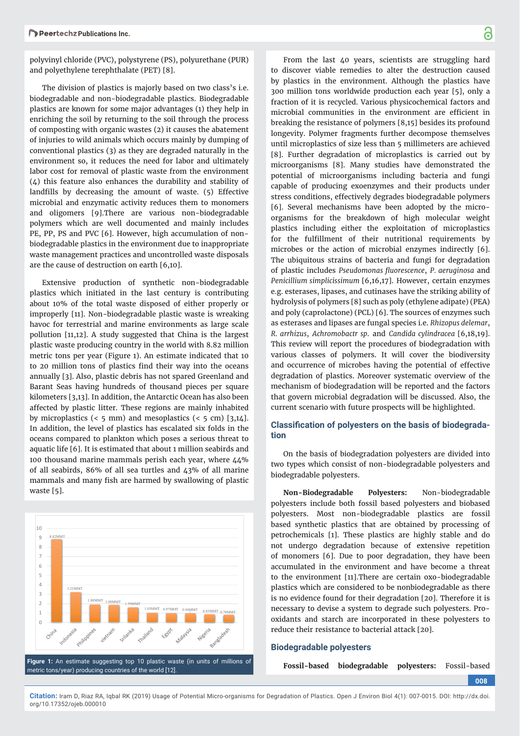polyvinyl chloride (PVC), polystyrene (PS), polyurethane (PUR) and polyethylene terephthalate (PET) [8].

The division of plastics is majorly based on two class's i.e. biodegradable and non-biodegradable plastics. Biodegradable plastics are known for some major advantages (1) they help in enriching the soil by returning to the soil through the process of composting with organic wastes (2) it causes the abatement of injuries to wild animals which occurs mainly by dumping of conventional plastics (3) as they are degraded naturally in the environment so, it reduces the need for labor and ultimately labor cost for removal of plastic waste from the environment (4) this feature also enhances the durability and stability of landfills by decreasing the amount of waste. (5) Effective microbial and enzymatic activity reduces them to monomers and oligomers [9].There are various non-biodegradable polymers which are well documented and mainly includes PE, PP, PS and PVC [6]. However, high accumulation of non-biodegradable plastics in the environment due to inappropriate waste management practices and uncontrolled waste disposals are the cause of destruction on earth [6,10].

Extensive production of synthetic non-biodegradable plastics which initiated in the last century is contributing about 10% of the total waste disposed of either properly or improperly [11]. Non-biodegradable plastic waste is wreaking havoc for terrestrial and marine environments as large scale pollution [11,12]. A study suggested that China is the largest plastic waste producing country in the world with 8.82 million metric tons per year (Figure 1). An estimate indicated that 10 to 20 million tons of plastics find their way into the oceans annually [3]. Also, plastic debris has not spared Greenland and Barant Seas having hundreds of thousand pieces per square kilometers [3,13]. In addition, the Antarctic Ocean has also been affected by plastic litter. These regions are mainly inhabited by microplastics (< 5 mm) and mesoplastics (< 5 cm) [3,14]. In addition, the level of plastics has escalated six folds in the oceans compared to plankton which poses a serious threat to aquatic life [6]. It is estimated that about 1 million seabirds and 100 thousand marine mammals perish each year, where 44% of all seabirds, 86% of all sea turtles and 43% of all marine mammals and many fish are harmed by swallowing of plastic waste [5].

| Country | Plastic waste (MMT) |
|---|---|
| China | 8.82MMT |
| Indonesia | 3.22MMT |
| Philippines | 1.88MMT |
| vietnam | 1.88MMT |
| Srilanka | 1.59MMT |
| Thailand | 1.03MMT |
| Egypt | 0.97MMT |
| Malaysia | 0.94MMT |
| Nigeria | 0.85MMT |
| Bangladesh | 0.79MMT |

**Figure 1:** An estimate suggesting top 10 plastic waste (in units of millions of metric tons/year) producing countries of the world [12].

From the last 40 years, scientists are struggling hard to discover viable remedies to alter the destruction caused by plastics in the environment. Although the plastics have 300 million tons worldwide production each year [5], only a fraction of it is recycled. Various physicochemical factors and microbial communities in the environment are efficient in breaking the resistance of polymers [8,15] besides its profound longevity. Polymer fragments further decompose themselves until microplastics of size less than 5 millimeters are achieved [8]. Further degradation of microplastics is carried out by microorganisms [8]. Many studies have demonstrated the potential of microorganisms including bacteria and fungi capable of producing exoenzymes and their products under stress conditions, effectively degrades biodegradable polymers [6]. Several mechanisms have been adopted by the micro-organisms for the breakdown of high molecular weight plastics including either the exploitation of microplastics for the fulfillment of their nutritional requirements by microbes or the action of microbial enzymes indirectly [6]. The ubiquitous strains of bacteria and fungi for degradation of plastic includes *Pseudomonas fluorescence*, *P. aeruginosa* and *Penicillium simplicissimum* [6,16,17]. However, certain enzymes e.g. esterases, lipases, and cutinases have the striking ability of hydrolysis of polymers [8] such as poly (ethylene adipate) (PEA) and poly (caprolactone) (PCL) [6]. The sources of enzymes such as esterases and lipases are fungal species i.e. *Rhizopus delemar*, *R. arrhizus*, *Achromobactr sp.* and *Candida cylindracea* [6,18,19]. This review will report the procedures of biodegradation with various classes of polymers. It will cover the biodiversity and occurrence of microbes having the potential of effective degradation of plastics. Moreover systematic overview of the mechanism of biodegradation will be reported and the factors that govern microbial degradation will be discussed. Also, the current scenario with future prospects will be highlighted.

## Classification of polyesters on the basis of biodegradation

On the basis of biodegradation polyesters are divided into two types which consist of non-biodegradable polyesters and biodegradable polyesters.

**Non-Biodegradable Polyesters:** Non-biodegradable polyesters include both fossil based polyesters and biobased polyesters. Most non-biodegradable plastics are fossil based synthetic plastics that are obtained by processing of petrochemicals [1]. These plastics are highly stable and do not undergo degradation because of extensive repetition of monomers [6]. Due to poor degradation, they have been accumulated in the environment and have become a threat to the environment [11].There are certain oxo-biodegradable plastics which are considered to be nonbiodegradable as there is no evidence found for their degradation [20]. Therefore it is necessary to devise a system to degrade such polyesters. Pro-oxidants and starch are incorporated in these polyesters to reduce their resistance to bacterial attack [20].

## Biodegradable polyesters

**Fossil-based biodegradable polyesters:** Fossil-based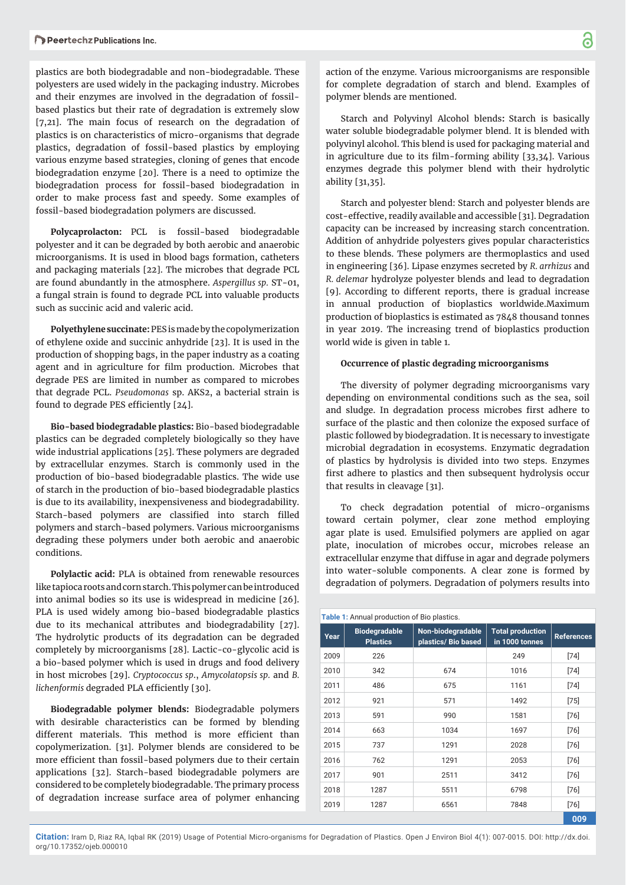plastics are both biodegradable and non-biodegradable. These polyesters are used widely in the packaging industry. Microbes and their enzymes are involved in the degradation of fossil-based plastics but their rate of degradation is extremely slow [7,21]. The main focus of research on the degradation of plastics is on characteristics of micro-organisms that degrade plastics, degradation of fossil-based plastics by employing various enzyme based strategies, cloning of genes that encode biodegradation enzyme [20]. There is a need to optimize the biodegradation process for fossil-based biodegradation in order to make process fast and speedy. Some examples of fossil-based biodegradation polymers are discussed.

**Polycaprolacton:** PCL is fossil-based biodegradable polyester and it can be degraded by both aerobic and anaerobic microorganisms. It is used in blood bags formation, catheters and packaging materials [22]. The microbes that degrade PCL are found abundantly in the atmosphere. *Aspergillus sp.* ST-01, a fungal strain is found to degrade PCL into valuable products such as succinic acid and valeric acid.

**Polyethylene succinate:** PES is made by the copolymerization of ethylene oxide and succinic anhydride [23]. It is used in the production of shopping bags, in the paper industry as a coating agent and in agriculture for film production. Microbes that degrade PES are limited in number as compared to microbes that degrade PCL. *Pseudomonas* sp. AKS2, a bacterial strain is found to degrade PES efficiently [24].

**Bio-based biodegradable plastics:** Bio-based biodegradable plastics can be degraded completely biologically so they have wide industrial applications [25]. These polymers are degraded by extracellular enzymes. Starch is commonly used in the production of bio-based biodegradable plastics. The wide use of starch in the production of bio-based biodegradable plastics is due to its availability, inexpensiveness and biodegradability. Starch-based polymers are classified into starch filled polymers and starch-based polymers. Various microorganisms degrading these polymers under both aerobic and anaerobic conditions.

**Polylactic acid:** PLA is obtained from renewable resources like tapioca roots and corn starch. This polymer can be introduced into animal bodies so its use is widespread in medicine [26]. PLA is used widely among bio-based biodegradable plastics due to its mechanical attributes and biodegradability [27]. The hydrolytic products of its degradation can be degraded completely by microorganisms [28]. Lactic-co-glycolic acid is a bio-based polymer which is used in drugs and food delivery in host microbes [29]. *Cryptococcus sp.*, *Amycolatopsis sp.* and *B. lichenformis* degraded PLA efficiently [30].

**Biodegradable polymer blends:** Biodegradable polymers with desirable characteristics can be formed by blending different materials. This method is more efficient than copolymerization. [31]. Polymer blends are considered to be more efficient than fossil-based polymers due to their certain applications [32]. Starch-based biodegradable polymers are considered to be completely biodegradable. The primary process of degradation increase surface area of polymer enhancing action of the enzyme. Various microorganisms are responsible for complete degradation of starch and blend. Examples of polymer blends are mentioned.

Starch and Polyvinyl Alcohol blends: Starch is basically water soluble biodegradable polymer blend. It is blended with polyvinyl alcohol. This blend is used for packaging material and in agriculture due to its film-forming ability [33,34]. Various enzymes degrade this polymer blend with their hydrolytic ability [31,35].

Starch and polyester blend: Starch and polyester blends are cost-effective, readily available and accessible [31]. Degradation capacity can be increased by increasing starch concentration. Addition of anhydride polyesters gives popular characteristics to these blends. These polymers are thermoplastics and used in engineering [36]. Lipase enzymes secreted by *R. arrhizus* and *R. delemar* hydrolyze polyester blends and lead to degradation [9]. According to different reports, there is gradual increase in annual production of bioplastics worldwide.Maximum production of bioplastics is estimated as 7848 thousand tonnes in year 2019. The increasing trend of bioplastics production world wide is given in table 1.

**Occurrence of plastic degrading microorganisms**

The diversity of polymer degrading microorganisms vary depending on environmental conditions such as the sea, soil and sludge. In degradation process microbes first adhere to surface of the plastic and then colonize the exposed surface of plastic followed by biodegradation. It is necessary to investigate microbial degradation in ecosystems. Enzymatic degradation of plastics by hydrolysis is divided into two steps. Enzymes first adhere to plastics and then subsequent hydrolysis occur that results in cleavage [31].

To check degradation potential of micro-organisms toward certain polymer, clear zone method employing agar plate is used. Emulsified polymers are applied on agar plate, inoculation of microbes occur, microbes release an extracellular enzyme that diffuse in agar and degrade polymers into water-soluble components. A clear zone is formed by degradation of polymers. Degradation of polymers results into

**Table 1:** Annual production of Bio plastics.

| Year | Biodegradable Plastics | Non-biodegradable plastics/ Bio based | Total production in 1000 tonnes | References |
|---|---|---|---|---|
| 2009 | 226 | | 249 | [74] |
| 2010 | 342 | 674 | 1016 | [74] |
| 2011 | 486 | 675 | 1161 | [74] |
| 2012 | 921 | 571 | 1492 | [75] |
| 2013 | 591 | 990 | 1581 | [76] |
| 2014 | 663 | 1034 | 1697 | [76] |
| 2015 | 737 | 1291 | 2028 | [76] |
| 2016 | 762 | 1291 | 2053 | [76] |
| 2017 | 901 | 2511 | 3412 | [76] |
| 2018 | 1287 | 5511 | 6798 | [76] |
| 2019 | 1287 | 6561 | 7848 | [76] |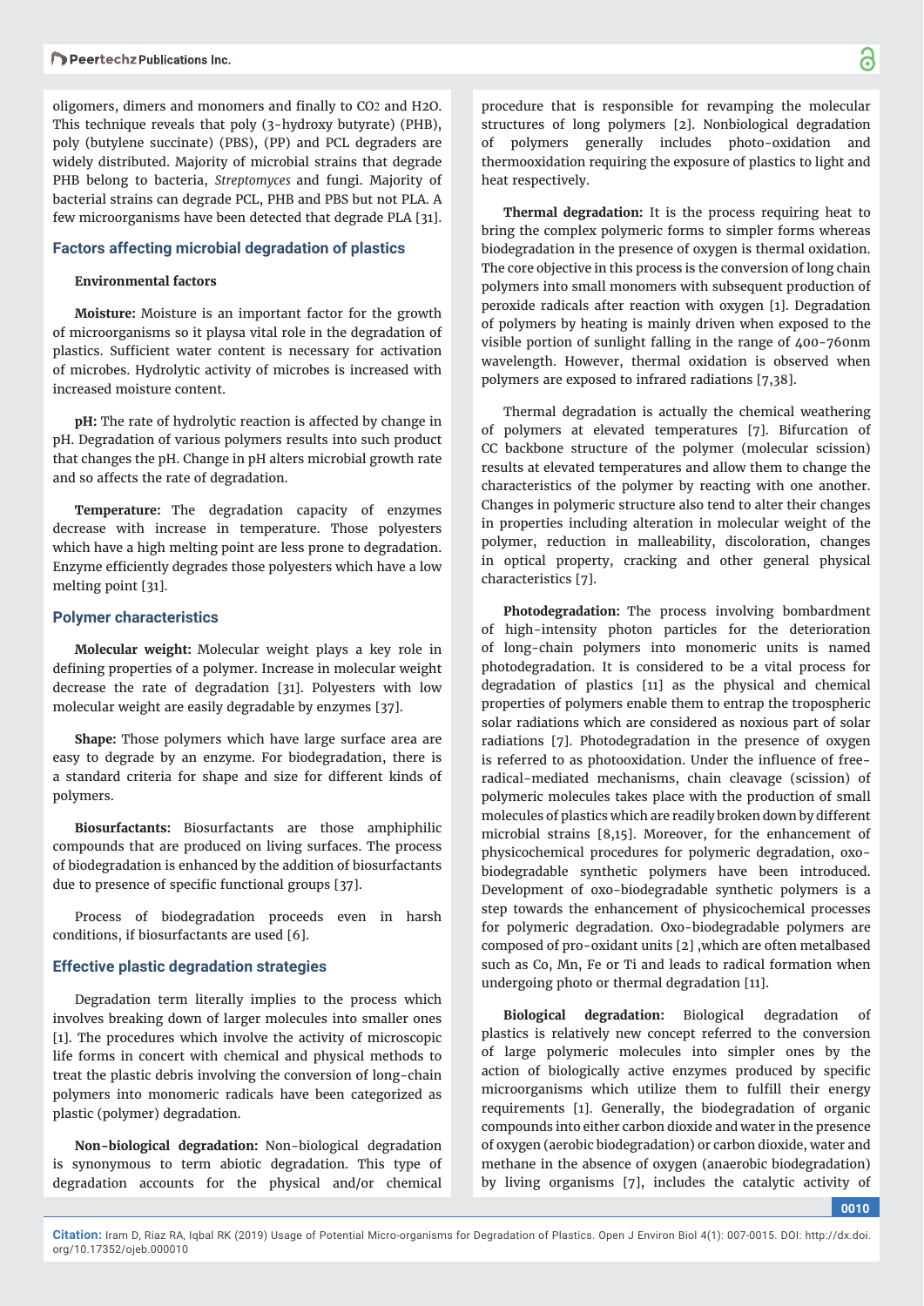oligomers, dimers and monomers and finally to $CO_2$ and $H_2O$. This technique reveals that poly (3-hydroxy butyrate) (PHB), poly (butylene succinate) (PBS), (PP) and PCL degraders are widely distributed. Majority of microbial strains that degrade PHB belong to bacteria, *Streptomyces* and fungi. Majority of bacterial strains can degrade PCL, PHB and PBS but not PLA. A few microorganisms have been detected that degrade PLA [31].

## Factors affecting microbial degradation of plastics

### Environmental factors

**Moisture:** Moisture is an important factor for the growth of microorganisms so it playsa vital role in the degradation of plastics. Sufficient water content is necessary for activation of microbes. Hydrolytic activity of microbes is increased with increased moisture content.

**pH:** The rate of hydrolytic reaction is affected by change in pH. Degradation of various polymers results into such product that changes the pH. Change in pH alters microbial growth rate and so affects the rate of degradation.

**Temperature:** The degradation capacity of enzymes decrease with increase in temperature. Those polyesters which have a high melting point are less prone to degradation. Enzyme efficiently degrades those polyesters which have a low melting point [31].

## Polymer characteristics

**Molecular weight:** Molecular weight plays a key role in defining properties of a polymer. Increase in molecular weight decrease the rate of degradation [31]. Polyesters with low molecular weight are easily degradable by enzymes [37].

**Shape:** Those polymers which have large surface area are easy to degrade by an enzyme. For biodegradation, there is a standard criteria for shape and size for different kinds of polymers.

**Biosurfactants:** Biosurfactants are those amphiphilic compounds that are produced on living surfaces. The process of biodegradation is enhanced by the addition of biosurfactants due to presence of specific functional groups [37].

Process of biodegradation proceeds even in harsh conditions, if biosurfactants are used [6].

## Effective plastic degradation strategies

Degradation term literally implies to the process which involves breaking down of larger molecules into smaller ones [1]. The procedures which involve the activity of microscopic life forms in concert with chemical and physical methods to treat the plastic debris involving the conversion of long-chain polymers into monomeric radicals have been categorized as plastic (polymer) degradation.

**Non-biological degradation:** Non-biological degradation is synonymous to term abiotic degradation. This type of degradation accounts for the physical and/or chemical procedure that is responsible for revamping the molecular structures of long polymers [2]. Nonbiological degradation of polymers generally includes photo-oxidation and thermooxidation requiring the exposure of plastics to light and heat respectively.

**Thermal degradation:** It is the process requiring heat to bring the complex polymeric forms to simpler forms whereas biodegradation in the presence of oxygen is thermal oxidation. The core objective in this process is the conversion of long chain polymers into small monomers with subsequent production of peroxide radicals after reaction with oxygen [1]. Degradation of polymers by heating is mainly driven when exposed to the visible portion of sunlight falling in the range of 400-760nm wavelength. However, thermal oxidation is observed when polymers are exposed to infrared radiations [7,38].

Thermal degradation is actually the chemical weathering of polymers at elevated temperatures [7]. Bifurcation of CC backbone structure of the polymer (molecular scission) results at elevated temperatures and allow them to change the characteristics of the polymer by reacting with one another. Changes in polymeric structure also tend to alter their changes in properties including alteration in molecular weight of the polymer, reduction in malleability, discoloration, changes in optical property, cracking and other general physical characteristics [7].

**Photodegradation:** The process involving bombardment of high-intensity photon particles for the deterioration of long-chain polymers into monomeric units is named photodegradation. It is considered to be a vital process for degradation of plastics [11] as the physical and chemical properties of polymers enable them to entrap the tropospheric solar radiations which are considered as noxious part of solar radiations [7]. Photodegradation in the presence of oxygen is referred to as photooxidation. Under the influence of free-radical-mediated mechanisms, chain cleavage (scission) of polymeric molecules takes place with the production of small molecules of plastics which are readily broken down by different microbial strains [8,15]. Moreover, for the enhancement of physicochemical procedures for polymeric degradation, oxo-biodegradable synthetic polymers have been introduced. Development of oxo-biodegradable synthetic polymers is a step towards the enhancement of physicochemical processes for polymeric degradation. Oxo-biodegradable polymers are composed of pro-oxidant units [2] ,which are often metalbased such as Co, Mn, Fe or Ti and leads to radical formation when undergoing photo or thermal degradation [11].

**Biological degradation:** Biological degradation of plastics is relatively new concept referred to the conversion of large polymeric molecules into simpler ones by the action of biologically active enzymes produced by specific microorganisms which utilize them to fulfill their energy requirements [1]. Generally, the biodegradation of organic compounds into either carbon dioxide and water in the presence of oxygen (aerobic biodegradation) or carbon dioxide, water and methane in the absence of oxygen (anaerobic biodegradation) by living organisms [7], includes the catalytic activity of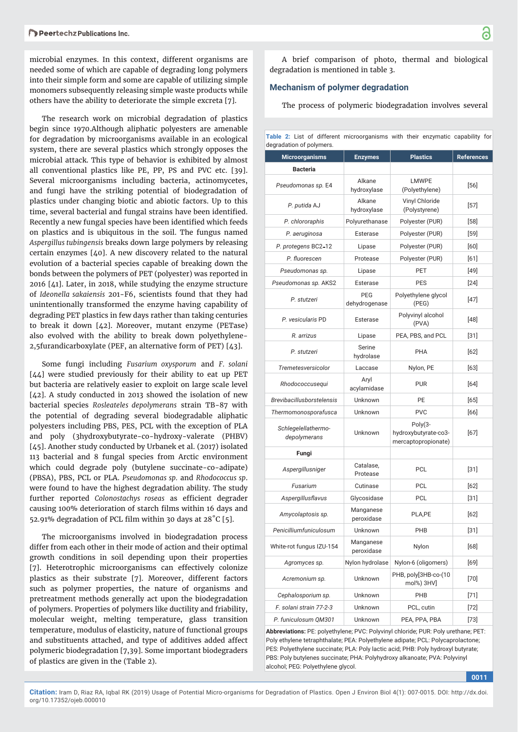microbial enzymes. In this context, different organisms are needed some of which are capable of degrading long polymers into their simple form and some are capable of utilizing simple monomers subsequently releasing simple waste products while others have the ability to deteriorate the simple excreta [7].

The research work on microbial degradation of plastics begin since 1970.Although aliphatic polyesters are amenable for degradation by microorganisms available in an ecological system, there are several plastics which strongly opposes the microbial attack. This type of behavior is exhibited by almost all conventional plastics like PE, PP, PS and PVC etc. [39]. Several microorganisms including bacteria, actinomycetes, and fungi have the striking potential of biodegradation of plastics under changing biotic and abiotic factors. Up to this time, several bacterial and fungal strains have been identified. Recently a new fungal species have been identified which feeds on plastics and is ubiquitous in the soil. The fungus named *Aspergillus tubingensis* breaks down large polymers by releasing certain enzymes [40]. A new discovery related to the natural evolution of a bacterial species capable of breaking down the bonds between the polymers of PET (polyester) was reported in 2016 [41]. Later, in 2018, while studying the enzyme structure of *Ideonella sakaiensis* 201-F6, scientists found that they had unintentionally transformed the enzyme having capability of degrading PET plastics in few days rather than taking centuries to break it down [42]. Moreover, mutant enzyme (PETase) also evolved with the ability to break down polyethylene-2,5furandicarboxylate (PEF, an alternative form of PET) [43].

Some fungi including *Fusarium oxysporum* and *F. solani* [44] were studied previously for their ability to eat up PET but bacteria are relatively easier to exploit on large scale level [42]. A study conducted in 2013 showed the isolation of new bacterial species *Rosleateles depolymerans* strain TB-87 with the potential of degrading several biodegradable aliphatic polyesters including PBS, PES, PCL with the exception of PLA and poly (3hydroxybutyrate-co-hydroxy-valerate (PHBV) [45]. Another study conducted by Urbanek et al. (2017) isolated 113 bacterial and 8 fungal species from Arctic environment which could degrade poly (butylene succinate-co-adipate) (PBSA), PBS, PCL or PLA. *Pseudomonas sp.* and *Rhodococcus sp.* were found to have the highest degradation ability. The study further reported *Colonostachys roseas* as efficient degrader causing 100% deterioration of starch films within 16 days and 52.91% degradation of PCL film within 30 days at 28˚C [5].

The microorganisms involved in biodegradation process differ from each other in their mode of action and their optimal growth conditions in soil depending upon their properties [7]. Heterotrophic microorganisms can effectively colonize plastics as their substrate [7]. Moreover, different factors such as polymer properties, the nature of organisms and pretreatment methods generally act upon the biodegradation of polymers. Properties of polymers like ductility and friability, molecular weight, melting temperature, glass transition temperature, modulus of elasticity, nature of functional groups and substituents attached, and type of additives added affect polymeric biodegradation [7,39]. Some important biodegraders of plastics are given in the (Table 2).

A brief comparison of photo, thermal and biological degradation is mentioned in table 3.

## Mechanism of polymer degradation

The process of polymeric biodegradation involves several

**Table 2:** List of different microorganisms with their enzymatic capability for degradation of polymers.

| Microorganisms | Enzymes | Plastics | References |
|---|---|---|---|
| **Bacteria** | | | |
| *Pseudomonas sp.* E4 | Alkane hydroxylase | LMWPE (Polyethylene) | [56] |
| *P. putida* AJ | Alkane hydroxylase | Vinyl Chloride (Polystyrene) | [57] |
| *P. chlororaphis* | Polyurethanase | Polyester (PUR) | [58] |
| *P. aeruginosa* | Esterase | Polyester (PUR) | [59] |
| *P. protegens* BC2-12 | Lipase | Polyester (PUR) | [60] |
| *P. fluorescen* | Protease | Polyester (PUR) | [61] |
| *Pseudomonas sp.* | Lipase | PET | [49] |
| *Pseudomonas sp.* AKS2 | Esterase | PES | [24] |
| *P. stutzeri* | PEG dehydrogenase | Polyethylene glycol (PEG) | [47] |
| *P. vesicularis* PD | Esterase | Polyvinyl alcohol (PVA) | [48] |
| *R. arrizus* | Lipase | PEA, PBS, and PCL | [31] |
| *P. stutzeri* | Serine hydrolase | PHA | [62] |
| *Tremetesversicolor* | Laccase | Nylon, PE | [63] |
| *Rhodococcusequi* | Aryl acylamidase | PUR | [64] |
| *Brevibacillusborstelensis* | Unknown | PE | [65] |
| *Thermomonosporafusca* | Unknown | PVC | [66] |
| *Schlegelellathermo-depolymerans* | Unknown | Poly(3-hydroxybutyrate-co3-mercaptopropionate) | [67] |
| **Fungi** | | | |
| *Aspergillusniger* | Catalase, Protease | PCL | [31] |
| *Fusarium* | Cutinase | PCL | [62] |
| *Aspergillusflavus* | Glycosidase | PCL | [31] |
| *Amycolaptosis sp.* | Manganese peroxidase | PLA,PE | [62] |
| *Penicilliumfuniculosum* | Unknown | PHB | [31] |
| White-rot fungus IZU-154 | Manganese peroxidase | Nylon | [68] |
| *Agromyces sp.* | Nylon hydrolase | Nylon-6 (oligomers) | [69] |
| *Acremonium sp.* | Unknown | PHB, poly[3HB-co-(10 mol%) 3HV] | [70] |
| *Cephalosporium sp.* | Unknown | PHB | [71] |
| *F. solani strain 77-2-3* | Unknown | PCL, cutin | [72] |
| *P. funiculosum QM301* | Unknown | PEA, PPA, PBA | [73] |

**Abbreviations:** PE: polyethylene; PVC: Polyvinyl chloride; PUR: Poly urethane; PET: Poly ethylene tetraphthalate; PEA: Polyethylene adipate; PCL: Polycaprolactone; PES: Polyethylene succinate; PLA: Poly lactic acid; PHB: Poly hydroxyl butyrate; PBS: Poly butylenes succinate; PHA: Polyhydroxy alkanoate; PVA: Polyvinyl alcohol; PEG: Polyethylene glycol.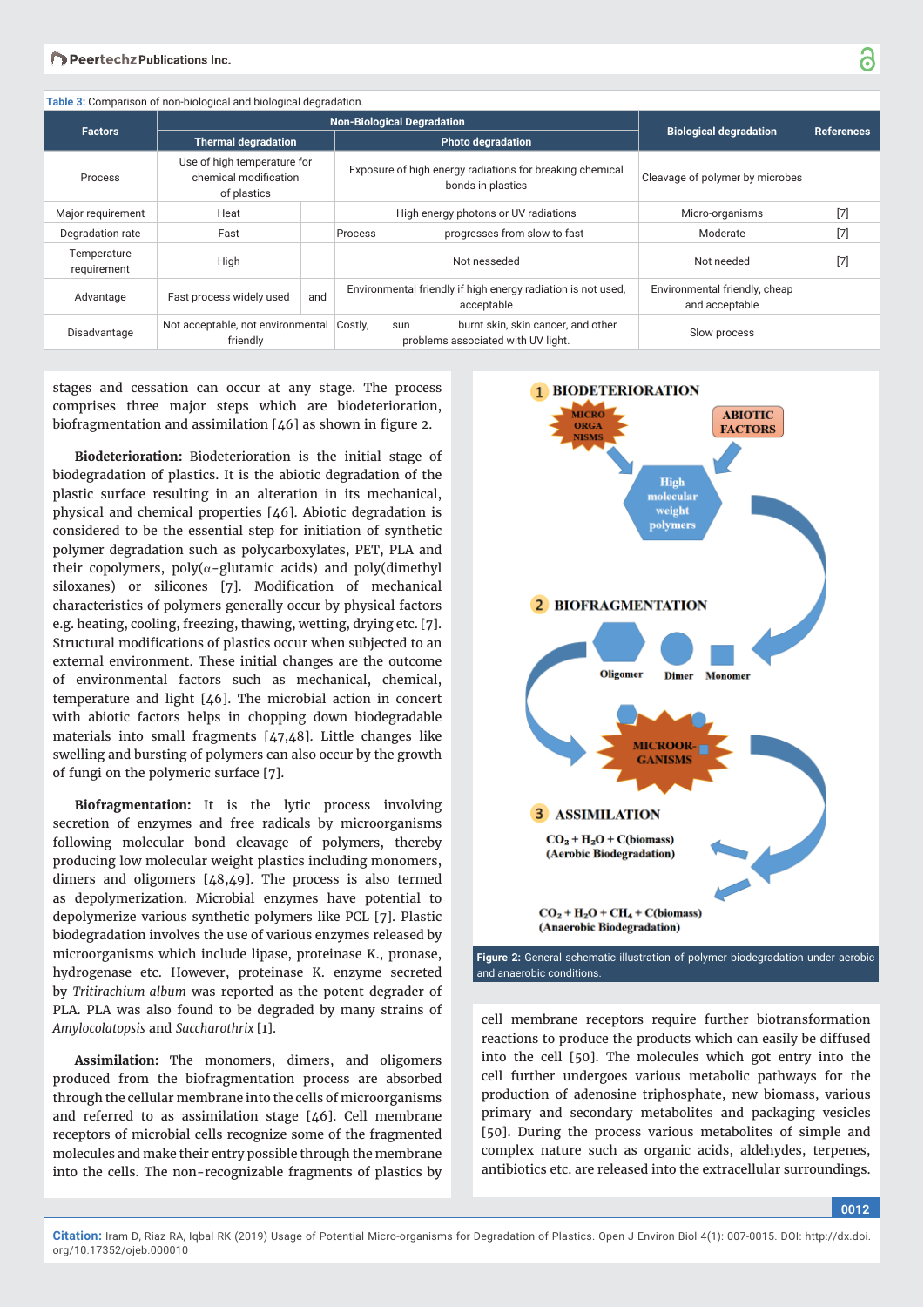Table 3: Comparison of non-biological and biological degradation.

| Factors | Non-Biological Degradation | | | Biological degradation | References |
|---|---|---|---|---|---|
| | Thermal degradation | | Photo degradation | | |
| Process | Use of high temperature for chemical modification of plastics | | Exposure of high energy radiations for breaking chemical bonds in plastics | Cleavage of polymer by microbes | |
| Major requirement | Heat | | High energy photons or UV radiations | Micro-organisms | [7] |
| Degradation rate | Fast | | Process progresses from slow to fast | Moderate | [7] |
| Temperature requirement | High | | Not nesseded | Not needed | [7] |
| Advantage | Fast process widely used | and | Environmental friendly if high energy radiation is not used, acceptable | Environmental friendly, cheap and acceptable | |
| Disadvantage | Not acceptable, not environmental friendly | | Costly, sun burnt skin, skin cancer, and other problems associated with UV light. | Slow process | |

stages and cessation can occur at any stage. The process comprises three major steps which are biodeterioration, biofragmentation and assimilation [46] as shown in figure 2.

**Biodeterioration:** Biodeterioration is the initial stage of biodegradation of plastics. It is the abiotic degradation of the plastic surface resulting in an alteration in its mechanical, physical and chemical properties [46]. Abiotic degradation is considered to be the essential step for initiation of synthetic polymer degradation such as polycarboxylates, PET, PLA and their copolymers, poly($\alpha$-glutamic acids) and poly(dimethyl siloxanes) or silicones [7]. Modification of mechanical characteristics of polymers generally occur by physical factors e.g. heating, cooling, freezing, thawing, wetting, drying etc. [7]. Structural modifications of plastics occur when subjected to an external environment. These initial changes are the outcome of environmental factors such as mechanical, chemical, temperature and light [46]. The microbial action in concert with abiotic factors helps in chopping down biodegradable materials into small fragments [47,48]. Little changes like swelling and bursting of polymers can also occur by the growth of fungi on the polymeric surface [7].

**Biofragmentation:** It is the lytic process involving secretion of enzymes and free radicals by microorganisms following molecular bond cleavage of polymers, thereby producing low molecular weight plastics including monomers, dimers and oligomers [48,49]. The process is also termed as depolymerization. Microbial enzymes have potential to depolymerize various synthetic polymers like PCL [7]. Plastic biodegradation involves the use of various enzymes released by microorganisms which include lipase, proteinase K., pronase, hydrogenase etc. However, proteinase K. enzyme secreted by *Tritirachium album* was reported as the potent degrader of PLA. PLA was also found to be degraded by many strains of *Amylocolatopsis* and *Saccharothrix* [1].

**Assimilation:** The monomers, dimers, and oligomers produced from the biofragmentation process are absorbed through the cellular membrane into the cells of microorganisms and referred to as assimilation stage [46]. Cell membrane receptors of microbial cells recognize some of the fragmented molecules and make their entry possible through the membrane into the cells. The non-recognizable fragments of plastics by cell membrane receptors require further biotransformation reactions to produce the products which can easily be diffused into the cell [50]. The molecules which got entry into the cell further undergoes various metabolic pathways for the production of adenosine triphosphate, new biomass, various primary and secondary metabolites and packaging vesicles [50]. During the process various metabolites of simple and complex nature such as organic acids, aldehydes, terpenes, antibiotics etc. are released into the extracellular surroundings.

Figure 2: General schematic illustration of polymer biodegradation under aerobic and anaerobic conditions.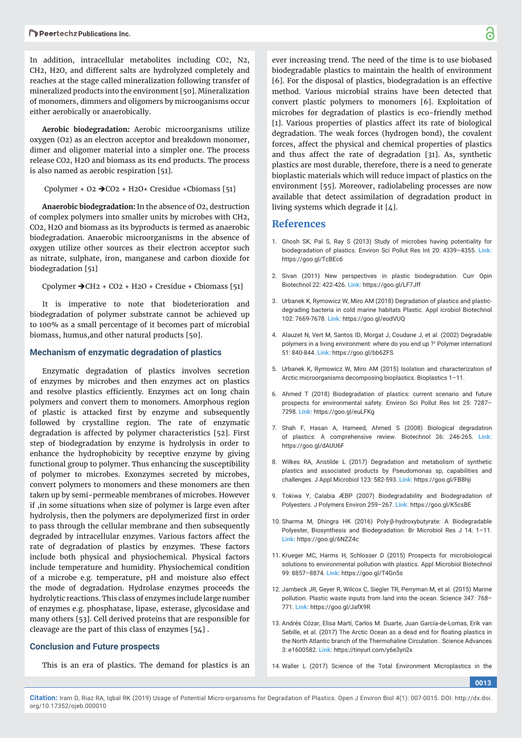In addition, intracellular metabolites including $CO_2$, $N_2$, $CH_2$, $H_2O$, and different salts are hydrolyzed completely and reaches at the stage called mineralization following transfer of mineralized products into the environment [50]. Mineralization of monomers, dimmers and oligomers by microoganisms occur either aerobically or anaerobically.

**Aerobic biodegradation:** Aerobic microorganisms utilize oxygen ($O_2$) as an electron acceptor and breakdown monomer, dimer and oligomer material into a simpler one. The process release $CO_2$, $H_2O$ and biomass as its end products. The process is also named as aerobic respiration [51].

$C_{polymer} + O_2 \rightarrow CO_2 + H_2O + C_{residue} + C_{biomass}$ [51]

**Anaerobic biodegradation:** In the absence of $O_2$, destruction of complex polymers into smaller units by microbes with $CH_2$, $CO_2$, $H_2O$ and biomass as its byproducts is termed as anaerobic biodegradation. Anaerobic microorganisms in the absence of oxygen utilize other sources as their electron acceptor such as nitrate, sulphate, iron, manganese and carbon dioxide for biodegradation [51]

$C_{polymer} \rightarrow CH_2 + CO_2 + H_2O + C_{residue} + C_{biomass}$ [51]

It is imperative to note that biodeterioration and biodegradation of polymer substrate cannot be achieved up to 100% as a small percentage of it becomes part of microbial biomass, humus,and other natural products [50].

## Mechanism of enzymatic degradation of plastics

Enzymatic degradation of plastics involves secretion of enzymes by microbes and then enzymes act on plastics and resolve plastics efficiently. Enzymes act on long chain polymers and convert them to monomers. Amorphous region of plastic is attacked first by enzyme and subsequently followed by crystalline region. The rate of enzymatic degradation is affected by polymer characteristics [52]. First step of biodegradation by enzyme is hydrolysis in order to enhance the hydrophobicity by receptive enzyme by giving functional group to polymer. Thus enhancing the susceptibility of polymer to microbes. Exonzymes secreted by microbes, convert polymers to monomers and these monomers are then taken up by semi-permeable membranes of microbes. However if ,in some situations when size of polymer is large even after hydrolysis, then the polymers are depolymerized first in order to pass through the cellular membrane and then subsequently degraded by intracellular enzymes. Various factors affect the rate of degradation of plastics by enzymes. These factors include both physical and physiochemical. Physical factors include temperature and humidity. Physiochemical condition of a microbe e.g. temperature, pH and moisture also effect the mode of degradation. Hydrolase enzymes proceeds the hydrolytic reactions. This class of enzymes include large number of enzymes e.g. phosphatase, lipase, esterase, glycosidase and many others [53]. Cell derived proteins that are responsible for cleavage are the part of this class of enzymes [54] .

## Conclusion and Future prospects

This is an era of plastics. The demand for plastics is an ever increasing trend. The need of the time is to use biobased biodegradable plastics to maintain the health of environment [6]. For the disposal of plastics, biodegradation is an effective method. Various microbial strains have been detected that convert plastic polymers to monomers [6]. Exploitation of microbes for degradation of plastics is eco-friendly method [1]. Various properties of plastics affect its rate of biological degradation. The weak forces (hydrogen bond), the covalent forces, affect the physical and chemical properties of plastics and thus affect the rate of degradation [31]. As, synthetic plastics are most durable, therefore, there is a need to generate bioplastic materials which will reduce impact of plastics on the environment [55]. Moreover, radiolabeling processes are now available that detect assimilation of degradation product in living systems which degrade it [4].

## References

1. Ghosh SK, Pal S, Ray S (2013) Study of microbes having potentiality for biodegradation of plastics. Environ Sci Pollut Res Int 20: 4339–4355. Link: https://goo.gl/TcBEc6

2. Sivan (2011) New perspectives in plastic biodegradation. Curr Opin Biotechnol 22: 422-426. Link: https://goo.gl/LF7Jff

3. Urbanek K, Rymowicz W, Miro AM (2018) Degradation of plastics and plastic-degrading bacteria in cold marine habitats Plastic. Appl icrobiol Biotechnol 102: 7669-7678. Link: https://goo.gl/eodVUQ

4. Alauzet N, Vert M, Santos ID, Morgat J, Coudane J, et al. (2002) Degradable polymers in a living environment: where do you end up ?† Polymer internationl 51: 840-844. Link: https://goo.gl/bb6ZFS

5. Urbanek K, Rymowicz W, Miro AM (2015) Isolation and characterization of Arctic microorganisms decomposing bioplastics. Bioplastics 1–11.

6. Ahmed T (2018) Biodegradation of plastics: current scenario and future prospects for environmental safety. Environ Sci Pollut Res Int 25: 7287–7298. Link: https://goo.gl/euLFKg

7. Shah F, Hasan A, Hameed, Ahmed S (2008) Biological degradation of plastics: A comprehensive review. Biotechnol 26: 246-265. Link: https://goo.gl/dAUU6F

8. Wilkes RA, Aristilde L (2017) Degradation and metabolism of synthetic plastics and associated products by Pseudomonas sp, capabilities and challenges. J Appl Microbiol 123: 582-593. Link: https://goo.gl/FB8hji

9. Tokiwa Y, Calabia ÆBP (2007) Biodegradability and Biodegradation of Polyesters. J Polymers Environ 259–267. Link: https://goo.gl/K5csBE

10. Sharma M, Dhingra HK (2016) Poly-β-hydroxybutyrate: A Biodegradable Polyester, Biosynthesis and Biodegradation. Br Microbiol Res J 14: 1–11. Link: https://goo.gl/6NZZ4c

11. Krueger MC, Harms H, Schlosser D (2015) Prospects for microbiological solutions to environmental pollution with plastics. Appl Microbiol Biotechnol 99: 8857–8874. Link: https://goo.gl/T4Gn5s

12. Jambeck JR, Geyer R, Wilcox C, Siegler TR, Perryman M, et al. (2015) Marine pollution. Plastic waste inputs from land into the ocean. Science 347: 768–771. Link: https://goo.gl/JafX9R

13. Andrés Cózar, Elisa Martí, Carlos M. Duarte, Juan García-de-Lomas, Erik van Sebille, et al. (2017) The Arctic Ocean as a dead end for floating plastics in the North Atlantic branch of the Thermohaline Circulation . Science Advances 3: e1600582. Link: https://tinyurl.com/y6e3yn2x

14. Waller L (2017) Science of the Total Environment Microplastics in the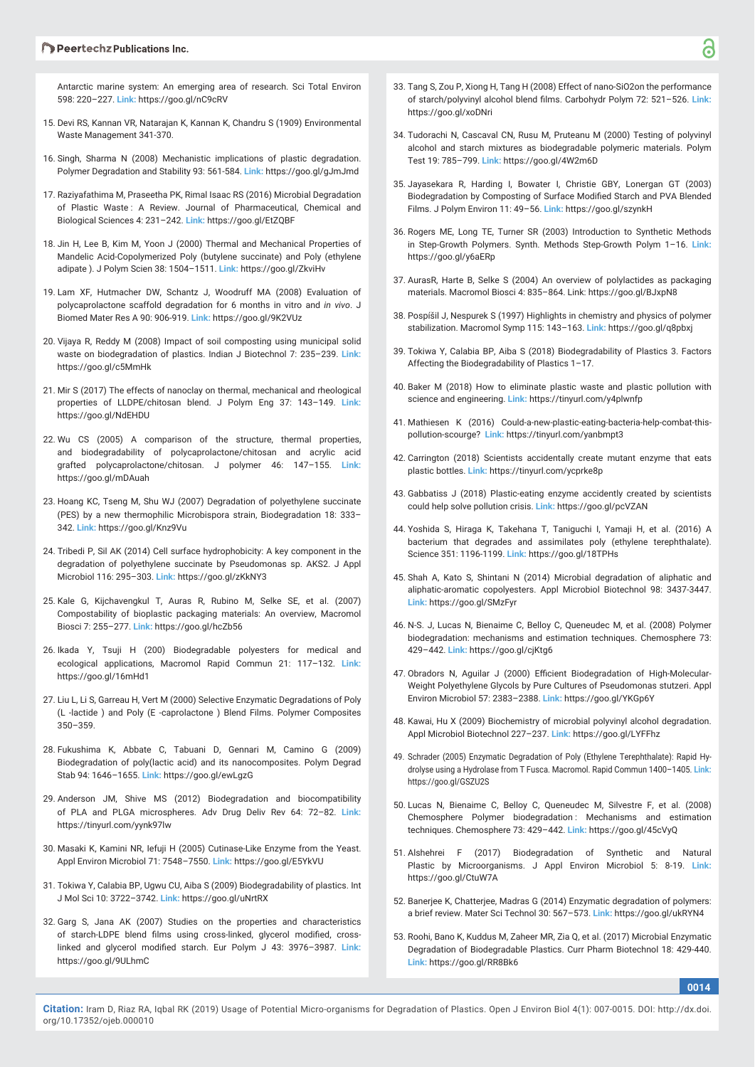Antarctic marine system: An emerging area of research. Sci Total Environ 598: 220–227. **Link:** https://goo.gl/nC9cRV

15. Devi RS, Kannan VR, Natarajan K, Kannan K, Chandru S (1909) Environmental Waste Management 341-370.

16. Singh, Sharma N (2008) Mechanistic implications of plastic degradation. Polymer Degradation and Stability 93: 561-584. **Link:** https://goo.gl/gJmJmd

17. Raziyafathima M, Praseetha PK, Rimal Isaac RS (2016) Microbial Degradation of Plastic Waste : A Review. Journal of Pharmaceutical, Chemical and Biological Sciences 4: 231–242. **Link:** https://goo.gl/EtZQBF

18. Jin H, Lee B, Kim M, Yoon J (2000) Thermal and Mechanical Properties of Mandelic Acid-Copolymerized Poly (butylene succinate) and Poly (ethylene adipate ). J Polym Scien 38: 1504–1511. **Link:** https://goo.gl/ZkviHv

19. Lam XF, Hutmacher DW, Schantz J, Woodruff MA (2008) Evaluation of polycaprolactone scaffold degradation for 6 months in vitro and *in vivo*. J Biomed Mater Res A 90: 906-919. **Link:** https://goo.gl/9K2VUz

20. Vijaya R, Reddy M (2008) Impact of soil composting using municipal solid waste on biodegradation of plastics. Indian J Biotechnol 7: 235–239. **Link:** https://goo.gl/c5MmHk

21. Mir S (2017) The effects of nanoclay on thermal, mechanical and rheological properties of LLDPE/chitosan blend. J Polym Eng 37: 143–149. **Link:** https://goo.gl/NdEHDU

22. Wu CS (2005) A comparison of the structure, thermal properties, and biodegradability of polycaprolactone/chitosan and acrylic acid grafted polycaprolactone/chitosan. J polymer 46: 147–155. **Link:** https://goo.gl/mDAuah

23. Hoang KC, Tseng M, Shu WJ (2007) Degradation of polyethylene succinate (PES) by a new thermophilic Microbispora strain, Biodegradation 18: 333–342. **Link:** https://goo.gl/Knz9Vu

24. Tribedi P, Sil AK (2014) Cell surface hydrophobicity: A key component in the degradation of polyethylene succinate by Pseudomonas sp. AKS2. J Appl Microbiol 116: 295–303. **Link:** https://goo.gl/zKkNY3

25. Kale G, Kijchavengkul T, Auras R, Rubino M, Selke SE, et al. (2007) Compostability of bioplastic packaging materials: An overview, Macromol Biosci 7: 255–277. **Link:** https://goo.gl/hcZb56

26. Ikada Y, Tsuji H (200) Biodegradable polyesters for medical and ecological applications, Macromol Rapid Commun 21: 117–132. **Link:** https://goo.gl/16mHd1

27. Liu L, Li S, Garreau H, Vert M (2000) Selective Enzymatic Degradations of Poly (L -lactide ) and Poly (E -caprolactone ) Blend Films. Polymer Composites 350–359.

28. Fukushima K, Abbate C, Tabuani D, Gennari M, Camino G (2009) Biodegradation of poly(lactic acid) and its nanocomposites. Polym Degrad Stab 94: 1646–1655. **Link:** https://goo.gl/ewLgzG

29. Anderson JM, Shive MS (2012) Biodegradation and biocompatibility of PLA and PLGA microspheres. Adv Drug Deliv Rev 64: 72–82. **Link:** https://tinyurl.com/yynk97lw

30. Masaki K, Kamini NR, Iefuji H (2005) Cutinase-Like Enzyme from the Yeast. Appl Environ Microbiol 71: 7548–7550. **Link:** https://goo.gl/E5YkVU

31. Tokiwa Y, Calabia BP, Ugwu CU, Aiba S (2009) Biodegradability of plastics. Int J Mol Sci 10: 3722–3742. **Link:** https://goo.gl/uNrtRX

32. Garg S, Jana AK (2007) Studies on the properties and characteristics of starch-LDPE blend films using cross-linked, glycerol modified, cross-linked and glycerol modified starch. Eur Polym J 43: 3976–3987. **Link:** https://goo.gl/9ULhmC

33. Tang S, Zou P, Xiong H, Tang H (2008) Effect of nano-SiO2on the performance of starch/polyvinyl alcohol blend films. Carbohydr Polym 72: 521–526. **Link:** https://goo.gl/xoDNri

34. Tudorachi N, Cascaval CN, Rusu M, Pruteanu M (2000) Testing of polyvinyl alcohol and starch mixtures as biodegradable polymeric materials. Polym Test 19: 785–799. **Link:** https://goo.gl/4W2m6D

35. Jayasekara R, Harding I, Bowater I, Christie GBY, Lonergan GT (2003) Biodegradation by Composting of Surface Modified Starch and PVA Blended Films. J Polym Environ 11: 49–56. **Link:** https://goo.gl/szynkH

36. Rogers ME, Long TE, Turner SR (2003) Introduction to Synthetic Methods in Step-Growth Polymers. Synth. Methods Step-Growth Polym 1–16. **Link:** https://goo.gl/y6aERp

37. AurasR, Harte B, Selke S (2004) An overview of polylactides as packaging materials. Macromol Biosci 4: 835–864. Link: https://goo.gl/BJxpN8

38. Pospíšil J, Nespurek S (1997) Highlights in chemistry and physics of polymer stabilization. Macromol Symp 115: 143–163. **Link:** https://goo.gl/q8pbxj

39. Tokiwa Y, Calabia BP, Aiba S (2018) Biodegradability of Plastics 3. Factors Affecting the Biodegradability of Plastics 1–17.

40. Baker M (2018) How to eliminate plastic waste and plastic pollution with science and engineering. **Link:** https://tinyurl.com/y4plwnfp

41. Mathiesen K (2016) Could-a-new-plastic-eating-bacteria-help-combat-this-pollution-scourge? **Link:** https://tinyurl.com/yanbmpt3

42. Carrington (2018) Scientists accidentally create mutant enzyme that eats plastic bottles. **Link:** https://tinyurl.com/ycprke8p

43. Gabbatiss J (2018) Plastic-eating enzyme accidently created by scientists could help solve pollution crisis. **Link:** https://goo.gl/pcVZAN

44. Yoshida S, Hiraga K, Takehana T, Taniguchi I, Yamaji H, et al. (2016) A bacterium that degrades and assimilates poly (ethylene terephthalate). Science 351: 1196-1199. **Link:** https://goo.gl/18TPHs

45. Shah A, Kato S, Shintani N (2014) Microbial degradation of aliphatic and aliphatic-aromatic copolyesters. Appl Microbiol Biotechnol 98: 3437-3447. **Link:** https://goo.gl/SMzFyr

46. N-S. J, Lucas N, Bienaime C, Belloy C, Queneudec M, et al. (2008) Polymer biodegradation: mechanisms and estimation techniques. Chemosphere 73: 429–442. **Link:** https://goo.gl/cjKtg6

47. Obradors N, Aguilar J (2000) Efficient Biodegradation of High-Molecular-Weight Polyethylene Glycols by Pure Cultures of Pseudomonas stutzeri. Appl Environ Microbiol 57: 2383–2388. **Link:** https://goo.gl/YKGp6Y

48. Kawai, Hu X (2009) Biochemistry of microbial polyvinyl alcohol degradation. Appl Microbiol Biotechnol 227–237. **Link:** https://goo.gl/LYFFhz

49. Schrader (2005) Enzymatic Degradation of Poly (Ethylene Terephthalate): Rapid Hydrolyse using a Hydrolase from T Fusca. Macromol. Rapid Commun 1400–1405. **Link:** https://goo.gl/GSZU2S

50. Lucas N, Bienaime C, Belloy C, Queneudec M, Silvestre F, et al. (2008) Chemosphere Polymer biodegradation : Mechanisms and estimation techniques. Chemosphere 73: 429–442. **Link:** https://goo.gl/45cVyQ

51. Alshehrei F (2017) Biodegradation of Synthetic and Natural Plastic by Microorganisms. J Appl Environ Microbiol 5: 8-19. **Link:** https://goo.gl/CtuW7A

52. Banerjee K, Chatterjee, Madras G (2014) Enzymatic degradation of polymers: a brief review. Mater Sci Technol 30: 567–573. **Link:** https://goo.gl/ukRYN4

53. Roohi, Bano K, Kuddus M, Zaheer MR, Zia Q, et al. (2017) Microbial Enzymatic Degradation of Biodegradable Plastics. Curr Pharm Biotechnol 18: 429-440. **Link:** https://goo.gl/RR8Bk6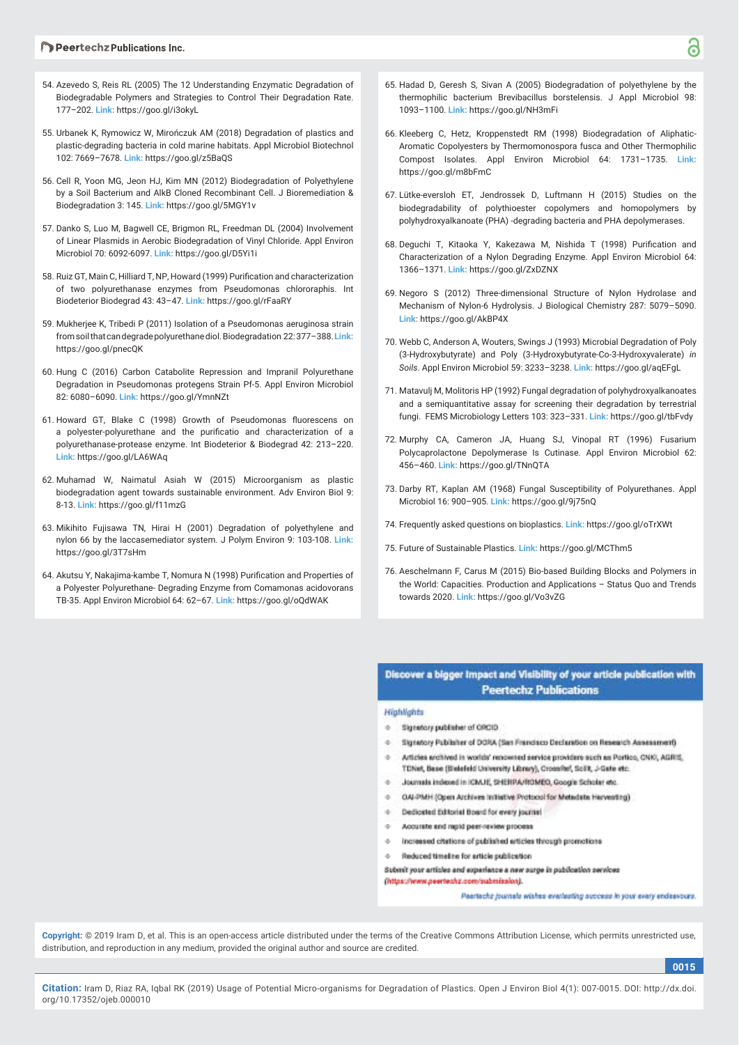54. Azevedo S, Reis RL (2005) The 12 Understanding Enzymatic Degradation of Biodegradable Polymers and Strategies to Control Their Degradation Rate. 177–202. **Link:** https://goo.gl/i3okyL

55. Urbanek K, Rymowicz W, Mirończuk AM (2018) Degradation of plastics and plastic-degrading bacteria in cold marine habitats. Appl Microbiol Biotechnol 102: 7669–7678. **Link:** https://goo.gl/z5BaQS

56. Cell R, Yoon MG, Jeon HJ, Kim MN (2012) Biodegradation of Polyethylene by a Soil Bacterium and AlkB Cloned Recombinant Cell. J Bioremediation & Biodegradation 3: 145. **Link:** https://goo.gl/5MGY1v

57. Danko S, Luo M, Bagwell CE, Brigmon RL, Freedman DL (2004) Involvement of Linear Plasmids in Aerobic Biodegradation of Vinyl Chloride. Appl Environ Microbiol 70: 6092-6097. **Link:** https://goo.gl/D5Yi1i

58. Ruiz GT, Main C, Hilliard T, NP, Howard (1999) Purification and characterization of two polyurethanase enzymes from Pseudomonas chlororaphis. Int Biodeterior Biodegrad 43: 43–47. **Link:** https://goo.gl/rFaaRY

59. Mukherjee K, Tribedi P (2011) Isolation of a Pseudomonas aeruginosa strain from soil that can degrade polyurethane diol. Biodegradation 22: 377–388. **Link:** https://goo.gl/pnecQK

60. Hung C (2016) Carbon Catabolite Repression and Impranil Polyurethane Degradation in Pseudomonas protegens Strain Pf-5. Appl Environ Microbiol 82: 6080–6090. **Link:** https://goo.gl/YmnNZt

61. Howard GT, Blake C (1998) Growth of Pseudomonas fluorescens on a polyester-polyurethane and the purificatio and characterization of a polyurethanase-protease enzyme. Int Biodeterior & Biodegrad 42: 213–220. **Link:** https://goo.gl/LA6WAq

62. Muhamad W, Naimatul Asiah W (2015) Microorganism as plastic biodegradation agent towards sustainable environment. Adv Environ Biol 9: 8-13. **Link:** https://goo.gl/f11mzG

63. Mikihito Fujisawa TN, Hirai H (2001) Degradation of polyethylene and nylon 66 by the laccasemediator system. J Polym Environ 9: 103-108. **Link:** https://goo.gl/3T7sHm

64. Akutsu Y, Nakajima-kambe T, Nomura N (1998) Purification and Properties of a Polyester Polyurethane- Degrading Enzyme from Comamonas acidovorans TB-35. Appl Environ Microbiol 64: 62–67. **Link:** https://goo.gl/oQdWAK

65. Hadad D, Geresh S, Sivan A (2005) Biodegradation of polyethylene by the thermophilic bacterium Brevibacillus borstelensis. J Appl Microbiol 98: 1093–1100. **Link:** https://goo.gl/NH3mFi

66. Kleeberg C, Hetz, Kroppenstedt RM (1998) Biodegradation of Aliphatic-Aromatic Copolyesters by Thermomonospora fusca and Other Thermophilic Compost Isolates. Appl Environ Microbiol 64: 1731–1735. **Link:** https://goo.gl/m8bFmC

67. Lütke-eversloh ET, Jendrossek D, Luftmann H (2015) Studies on the biodegradability of polythioester copolymers and homopolymers by polyhydroxyalkanoate (PHA) -degrading bacteria and PHA depolymerases.

68. Deguchi T, Kitaoka Y, Kakezawa M, Nishida T (1998) Purification and Characterization of a Nylon Degrading Enzyme. Appl Environ Microbiol 64: 1366–1371. **Link:** https://goo.gl/ZxDZNX

69. Negoro S (2012) Three-dimensional Structure of Nylon Hydrolase and Mechanism of Nylon-6 Hydrolysis. J Biological Chemistry 287: 5079–5090. **Link:** https://goo.gl/AkBP4X

70. Webb C, Anderson A, Wouters, Swings J (1993) Microbial Degradation of Poly (3-Hydroxybutyrate) and Poly (3-Hydroxybutyrate-Co-3-Hydroxyvalerate) *in Soils*. Appl Environ Microbiol 59: 3233–3238. **Link:** https://goo.gl/aqEFgL

71. Matavulj M, Molitoris HP (1992) Fungal degradation of polyhydroxyalkanoates and a semiquantitative assay for screening their degradation by terrestrial fungi. FEMS Microbiology Letters 103: 323–331. **Link:** https://goo.gl/tbFvdy

72. Murphy CA, Cameron JA, Huang SJ, Vinopal RT (1996) Fusarium Polycaprolactone Depolymerase Is Cutinase. Appl Environ Microbiol 62: 456–460. **Link:** https://goo.gl/TNnQTA

73. Darby RT, Kaplan AM (1968) Fungal Susceptibility of Polyurethanes. Appl Microbiol 16: 900–905. **Link:** https://goo.gl/9j75nQ

74. Frequently asked questions on bioplastics. **Link:** https://goo.gl/oTrXWt

75. Future of Sustainable Plastics. **Link:** https://goo.gl/MCThm5

76. Aeschelmann F, Carus M (2015) Bio-based Building Blocks and Polymers in the World: Capacities. Production and Applications – Status Quo and Trends towards 2020. **Link:** https://goo.gl/Vo3vZG

**Discover a bigger Impact and Visibility of your article publication with Peertechz Publications**

*Highlights*

- Signatory publisher of ORCID
- Signatory Publisher of DORA (San Francisco Declaration on Research Assessment)
- Articles archived in worlds' renowned service providers such as Portico, CNKI, AGRIS, TDNet, Base (Bielefeld University Library), CrossRef, Scilit, J-Gate etc.
- Journals indexed in ICMJE, SHERPA/ROMEO, Google Scholar etc.
- OAI-PMH (Open Archives Initiative Protocol for Metadata Harvesting)
- Dedicated Editorial Board for every journal
- Accurate and rapid peer-review process
- Increased citations of published articles through promotions
- Reduced timeline for article publication

*Submit your articles and experience a new surge in publication services (https://www.peertechz.com/submission).*

*Peertechz journals wishes everlasting success in your every endeavours.*

**Copyright:** © 2019 Iram D, et al. This is an open-access article distributed under the terms of the Creative Commons Attribution License, which permits unrestricted use, distribution, and reproduction in any medium, provided the original author and source are credited.

**Citation:** Iram D, Riaz RA, Iqbal RK (2019) Usage of Potential Micro-organisms for Degradation of Plastics. Open J Environ Biol 4(1): 007-0015. DOI: http://dx.doi.org/10.17352/ojeb.000010